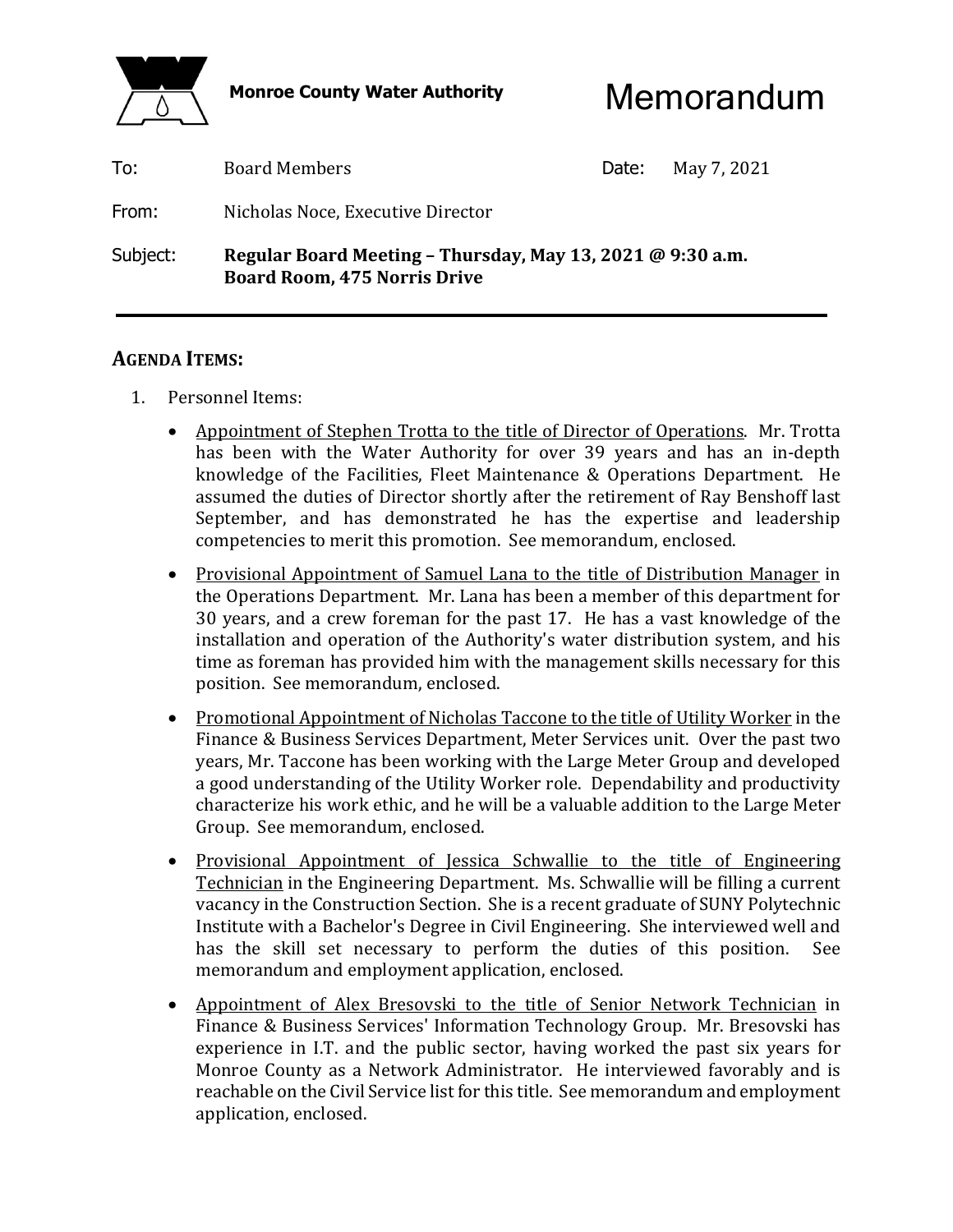**Monroe County Water Authority**

# Memorandum

**To:** Board Members

**Date:** May 7, 2021

**From:** Nicholas Noce, Executive Director

**Subject:** **Regular Board Meeting – Thursday, May 13, 2021 @ 9:30 a.m.**
**Board Room, 475 Norris Drive**

---

## AGENDA ITEMS:

1. Personnel Items:

   - <u>Appointment of Stephen Trotta to the title of Director of Operations</u>. Mr. Trotta has been with the Water Authority for over 39 years and has an in-depth knowledge of the Facilities, Fleet Maintenance & Operations Department. He assumed the duties of Director shortly after the retirement of Ray Benshoff last September, and has demonstrated he has the expertise and leadership competencies to merit this promotion. See memorandum, enclosed.

   - <u>Provisional Appointment of Samuel Lana to the title of Distribution Manager</u> in the Operations Department. Mr. Lana has been a member of this department for 30 years, and a crew foreman for the past 17. He has a vast knowledge of the installation and operation of the Authority's water distribution system, and his time as foreman has provided him with the management skills necessary for this position. See memorandum, enclosed.

   - <u>Promotional Appointment of Nicholas Taccone to the title of Utility Worker</u> in the Finance & Business Services Department, Meter Services unit. Over the past two years, Mr. Taccone has been working with the Large Meter Group and developed a good understanding of the Utility Worker role. Dependability and productivity characterize his work ethic, and he will be a valuable addition to the Large Meter Group. See memorandum, enclosed.

   - <u>Provisional Appointment of Jessica Schwallie to the title of Engineering Technician</u> in the Engineering Department. Ms. Schwallie will be filling a current vacancy in the Construction Section. She is a recent graduate of SUNY Polytechnic Institute with a Bachelor's Degree in Civil Engineering. She interviewed well and has the skill set necessary to perform the duties of this position. See memorandum and employment application, enclosed.

   - <u>Appointment of Alex Bresovski to the title of Senior Network Technician</u> in Finance & Business Services' Information Technology Group. Mr. Bresovski has experience in I.T. and the public sector, having worked the past six years for Monroe County as a Network Administrator. He interviewed favorably and is reachable on the Civil Service list for this title. See memorandum and employment application, enclosed.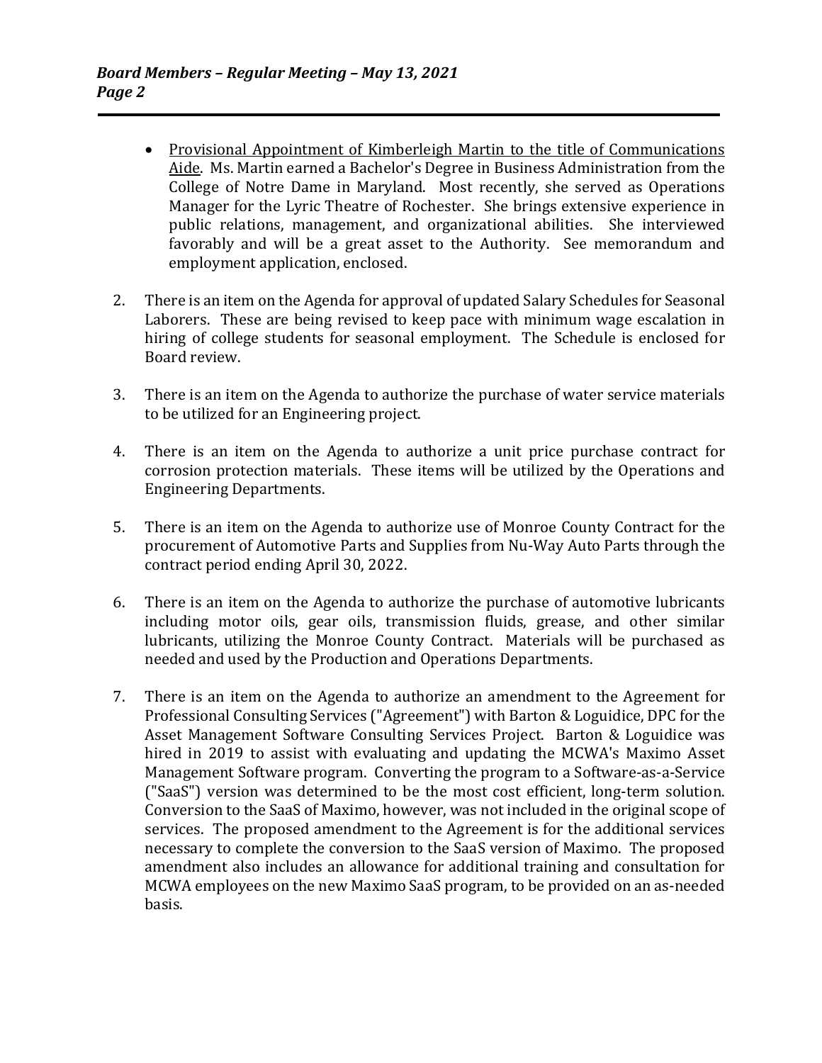- <u>Provisional Appointment of Kimberleigh Martin to the title of Communications Aide</u>. Ms. Martin earned a Bachelor's Degree in Business Administration from the College of Notre Dame in Maryland. Most recently, she served as Operations Manager for the Lyric Theatre of Rochester. She brings extensive experience in public relations, management, and organizational abilities. She interviewed favorably and will be a great asset to the Authority. See memorandum and employment application, enclosed.

2. There is an item on the Agenda for approval of updated Salary Schedules for Seasonal Laborers. These are being revised to keep pace with minimum wage escalation in hiring of college students for seasonal employment. The Schedule is enclosed for Board review.

3. There is an item on the Agenda to authorize the purchase of water service materials to be utilized for an Engineering project.

4. There is an item on the Agenda to authorize a unit price purchase contract for corrosion protection materials. These items will be utilized by the Operations and Engineering Departments.

5. There is an item on the Agenda to authorize use of Monroe County Contract for the procurement of Automotive Parts and Supplies from Nu-Way Auto Parts through the contract period ending April 30, 2022.

6. There is an item on the Agenda to authorize the purchase of automotive lubricants including motor oils, gear oils, transmission fluids, grease, and other similar lubricants, utilizing the Monroe County Contract. Materials will be purchased as needed and used by the Production and Operations Departments.

7. There is an item on the Agenda to authorize an amendment to the Agreement for Professional Consulting Services ("Agreement") with Barton & Loguidice, DPC for the Asset Management Software Consulting Services Project. Barton & Loguidice was hired in 2019 to assist with evaluating and updating the MCWA's Maximo Asset Management Software program. Converting the program to a Software-as-a-Service ("SaaS") version was determined to be the most cost efficient, long-term solution. Conversion to the SaaS of Maximo, however, was not included in the original scope of services. The proposed amendment to the Agreement is for the additional services necessary to complete the conversion to the SaaS version of Maximo. The proposed amendment also includes an allowance for additional training and consultation for MCWA employees on the new Maximo SaaS program, to be provided on an as-needed basis.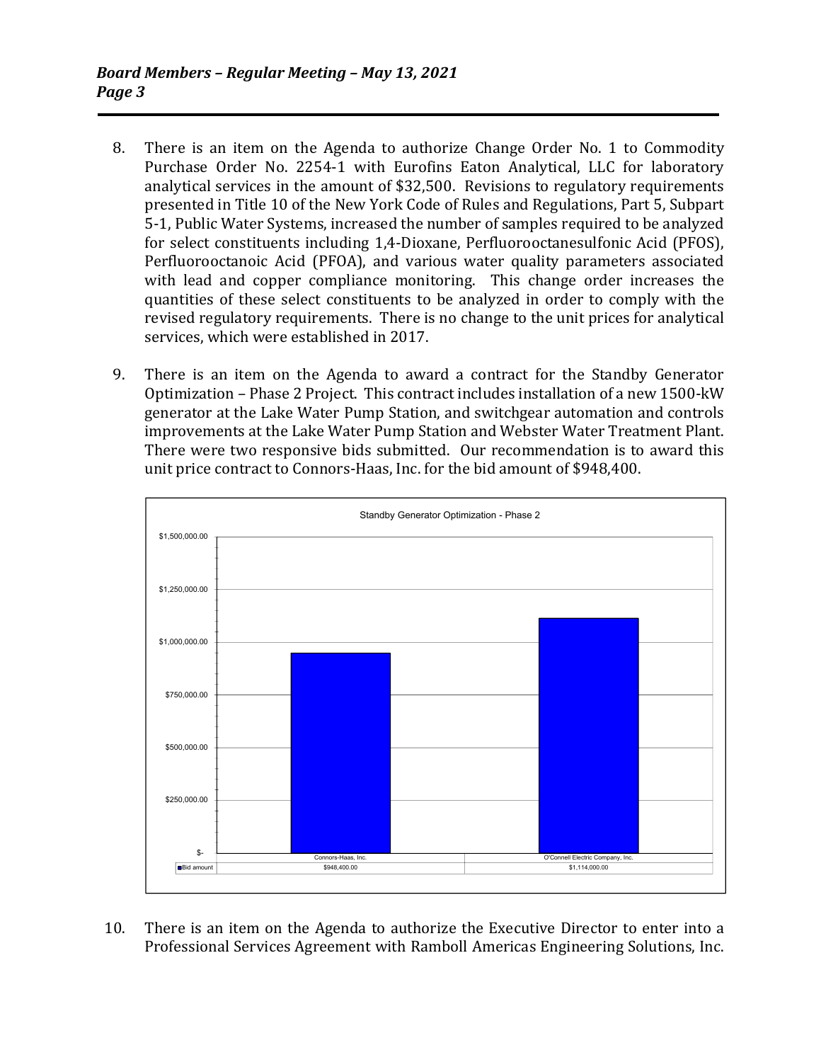8. There is an item on the Agenda to authorize Change Order No. 1 to Commodity Purchase Order No. 2254-1 with Eurofins Eaton Analytical, LLC for laboratory analytical services in the amount of $32,500. Revisions to regulatory requirements presented in Title 10 of the New York Code of Rules and Regulations, Part 5, Subpart 5-1, Public Water Systems, increased the number of samples required to be analyzed for select constituents including 1,4-Dioxane, Perfluorooctanesulfonic Acid (PFOS), Perfluorooctanoic Acid (PFOA), and various water quality parameters associated with lead and copper compliance monitoring. This change order increases the quantities of these select constituents to be analyzed in order to comply with the revised regulatory requirements. There is no change to the unit prices for analytical services, which were established in 2017.

9. There is an item on the Agenda to award a contract for the Standby Generator Optimization – Phase 2 Project. This contract includes installation of a new 1500-kW generator at the Lake Water Pump Station, and switchgear automation and controls improvements at the Lake Water Pump Station and Webster Water Treatment Plant. There were two responsive bids submitted. Our recommendation is to award this unit price contract to Connors-Haas, Inc. for the bid amount of $948,400.

**Standby Generator Optimization - Phase 2**

| | Connors-Haas, Inc. | O'Connell Electric Company, Inc. |
|---|---|---|
| Bid amount | $948,400.00 | $1,114,000.00 |

10. There is an item on the Agenda to authorize the Executive Director to enter into a Professional Services Agreement with Ramboll Americas Engineering Solutions, Inc.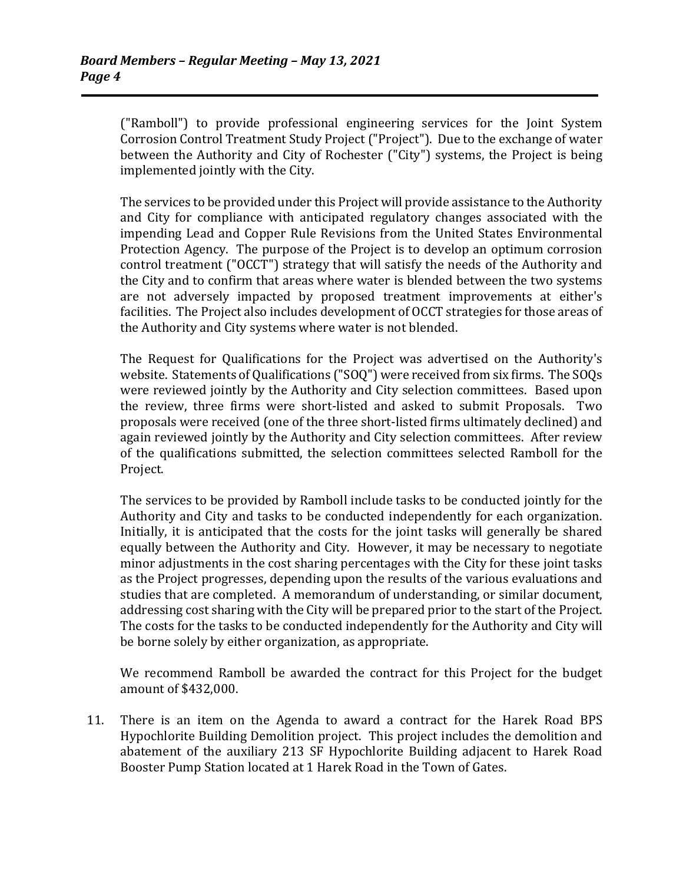("Ramboll") to provide professional engineering services for the Joint System Corrosion Control Treatment Study Project ("Project"). Due to the exchange of water between the Authority and City of Rochester ("City") systems, the Project is being implemented jointly with the City.

The services to be provided under this Project will provide assistance to the Authority and City for compliance with anticipated regulatory changes associated with the impending Lead and Copper Rule Revisions from the United States Environmental Protection Agency. The purpose of the Project is to develop an optimum corrosion control treatment ("OCCT") strategy that will satisfy the needs of the Authority and the City and to confirm that areas where water is blended between the two systems are not adversely impacted by proposed treatment improvements at either's facilities. The Project also includes development of OCCT strategies for those areas of the Authority and City systems where water is not blended.

The Request for Qualifications for the Project was advertised on the Authority's website. Statements of Qualifications ("SOQ") were received from six firms. The SOQs were reviewed jointly by the Authority and City selection committees. Based upon the review, three firms were short-listed and asked to submit Proposals. Two proposals were received (one of the three short-listed firms ultimately declined) and again reviewed jointly by the Authority and City selection committees. After review of the qualifications submitted, the selection committees selected Ramboll for the Project.

The services to be provided by Ramboll include tasks to be conducted jointly for the Authority and City and tasks to be conducted independently for each organization. Initially, it is anticipated that the costs for the joint tasks will generally be shared equally between the Authority and City. However, it may be necessary to negotiate minor adjustments in the cost sharing percentages with the City for these joint tasks as the Project progresses, depending upon the results of the various evaluations and studies that are completed. A memorandum of understanding, or similar document, addressing cost sharing with the City will be prepared prior to the start of the Project. The costs for the tasks to be conducted independently for the Authority and City will be borne solely by either organization, as appropriate.

We recommend Ramboll be awarded the contract for this Project for the budget amount of $432,000.

11. There is an item on the Agenda to award a contract for the Harek Road BPS Hypochlorite Building Demolition project. This project includes the demolition and abatement of the auxiliary 213 SF Hypochlorite Building adjacent to Harek Road Booster Pump Station located at 1 Harek Road in the Town of Gates.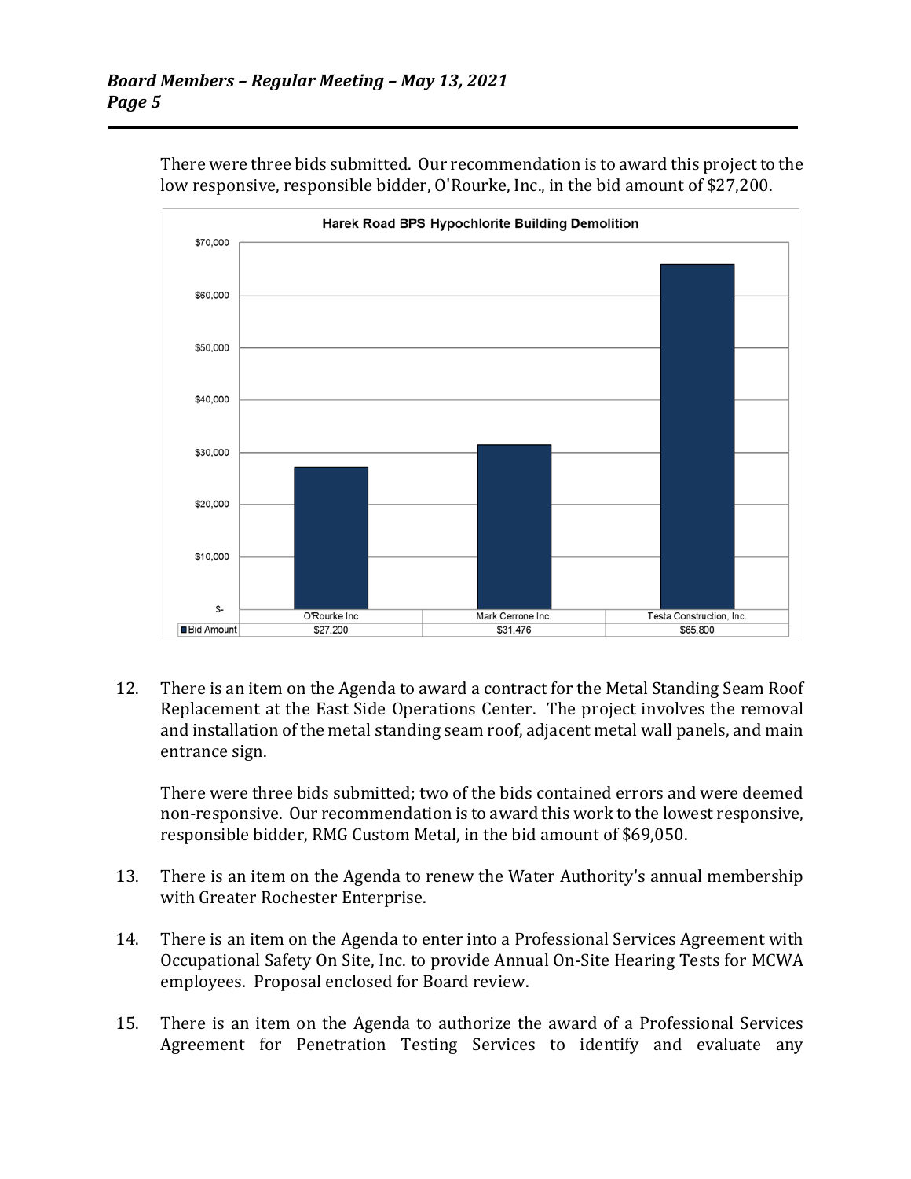There were three bids submitted. Our recommendation is to award this project to the low responsive, responsible bidder, O'Rourke, Inc., in the bid amount of $27,200.

**Harek Road BPS Hypochlorite Building Demolition**

| | O'Rourke Inc | Mark Cerrone Inc. | Testa Construction, Inc. |
|---|---|---|---|
| Bid Amount | $27,200 | $31,476 | $65,800 |

12. There is an item on the Agenda to award a contract for the Metal Standing Seam Roof Replacement at the East Side Operations Center. The project involves the removal and installation of the metal standing seam roof, adjacent metal wall panels, and main entrance sign.

    There were three bids submitted; two of the bids contained errors and were deemed non-responsive. Our recommendation is to award this work to the lowest responsive, responsible bidder, RMG Custom Metal, in the bid amount of $69,050.

13. There is an item on the Agenda to renew the Water Authority's annual membership with Greater Rochester Enterprise.

14. There is an item on the Agenda to enter into a Professional Services Agreement with Occupational Safety On Site, Inc. to provide Annual On-Site Hearing Tests for MCWA employees. Proposal enclosed for Board review.

15. There is an item on the Agenda to authorize the award of a Professional Services Agreement for Penetration Testing Services to identify and evaluate any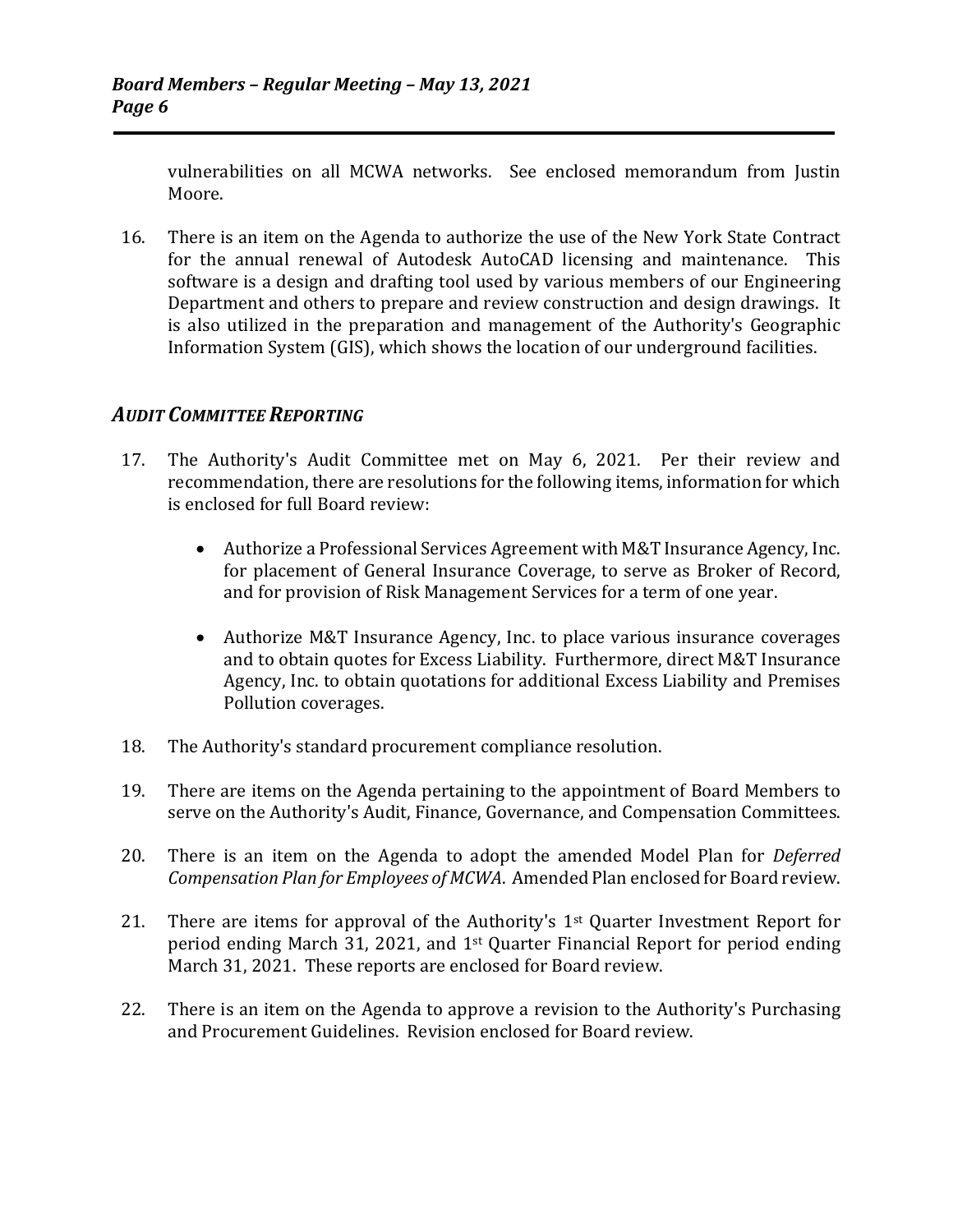vulnerabilities on all MCWA networks. See enclosed memorandum from Justin Moore.

16. There is an item on the Agenda to authorize the use of the New York State Contract for the annual renewal of Autodesk AutoCAD licensing and maintenance. This software is a design and drafting tool used by various members of our Engineering Department and others to prepare and review construction and design drawings. It is also utilized in the preparation and management of the Authority's Geographic Information System (GIS), which shows the location of our underground facilities.

## *AUDIT COMMITTEE REPORTING*

17. The Authority's Audit Committee met on May 6, 2021. Per their review and recommendation, there are resolutions for the following items, information for which is enclosed for full Board review:

    - Authorize a Professional Services Agreement with M&T Insurance Agency, Inc. for placement of General Insurance Coverage, to serve as Broker of Record, and for provision of Risk Management Services for a term of one year.

    - Authorize M&T Insurance Agency, Inc. to place various insurance coverages and to obtain quotes for Excess Liability. Furthermore, direct M&T Insurance Agency, Inc. to obtain quotations for additional Excess Liability and Premises Pollution coverages.

18. The Authority's standard procurement compliance resolution.

19. There are items on the Agenda pertaining to the appointment of Board Members to serve on the Authority's Audit, Finance, Governance, and Compensation Committees.

20. There is an item on the Agenda to adopt the amended Model Plan for *Deferred Compensation Plan for Employees of MCWA*. Amended Plan enclosed for Board review.

21. There are items for approval of the Authority's 1st Quarter Investment Report for period ending March 31, 2021, and 1st Quarter Financial Report for period ending March 31, 2021. These reports are enclosed for Board review.

22. There is an item on the Agenda to approve a revision to the Authority's Purchasing and Procurement Guidelines. Revision enclosed for Board review.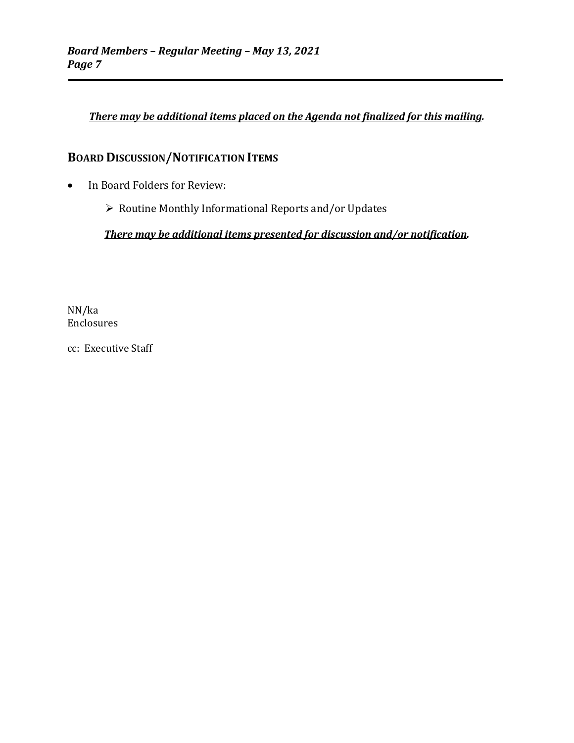***There may be additional items placed on the Agenda not finalized for this mailing.***

## BOARD DISCUSSION/NOTIFICATION ITEMS

- In Board Folders for Review:
  - Routine Monthly Informational Reports and/or Updates

  ***There may be additional items presented for discussion and/or notification.***

NN/ka
Enclosures

cc: Executive Staff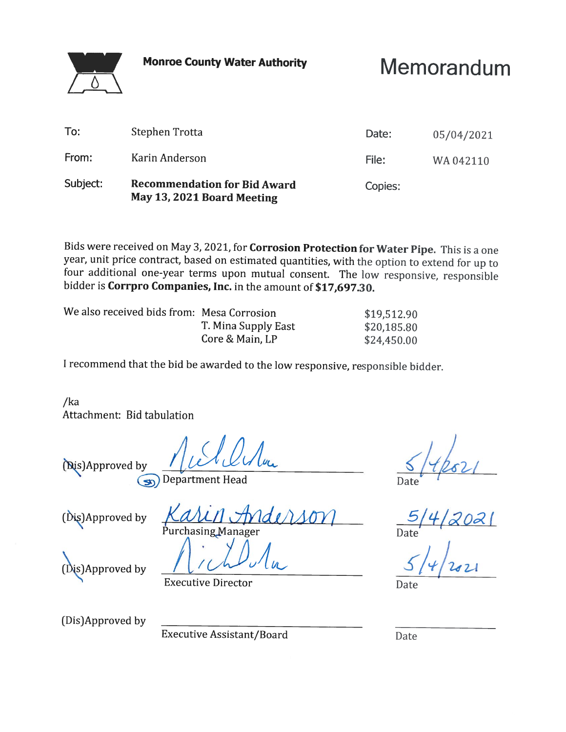**Monroe County Water Authority**

# Memorandum

| | | | |
|---|---|---|---|
| To: | Stephen Trotta | Date: | 05/04/2021 |
| From: | Karin Anderson | File: | WA 042110 |
| Subject: | **Recommendation for Bid Award May 13, 2021 Board Meeting** | Copies: | |

Bids were received on May 3, 2021, for **Corrosion Protection for Water Pipe.** This is a one year, unit price contract, based on estimated quantities, with the option to extend for up to four additional one-year terms upon mutual consent. The low responsive, responsible bidder is **Corrpro Companies, Inc.** in the amount of **$17,697.30.**

| We also received bids from: | | |
|---|---|---|
| | Mesa Corrosion | $19,512.90 |
| | T. Mina Supply East | $20,185.80 |
| | Core & Main, LP | $24,450.00 |

I recommend that the bid be awarded to the low responsive, responsible bidder.

/ka
Attachment: Bid tabulation

(Dis)Approved by ______________________ Department Head    5/4/2021 Date

(Dis)Approved by Karin Anderson Purchasing Manager    5/4/2021 Date

(Dis)Approved by ______________________ Executive Director    5/4/2021 Date

(Dis)Approved by ______________________ Executive Assistant/Board    ____________ Date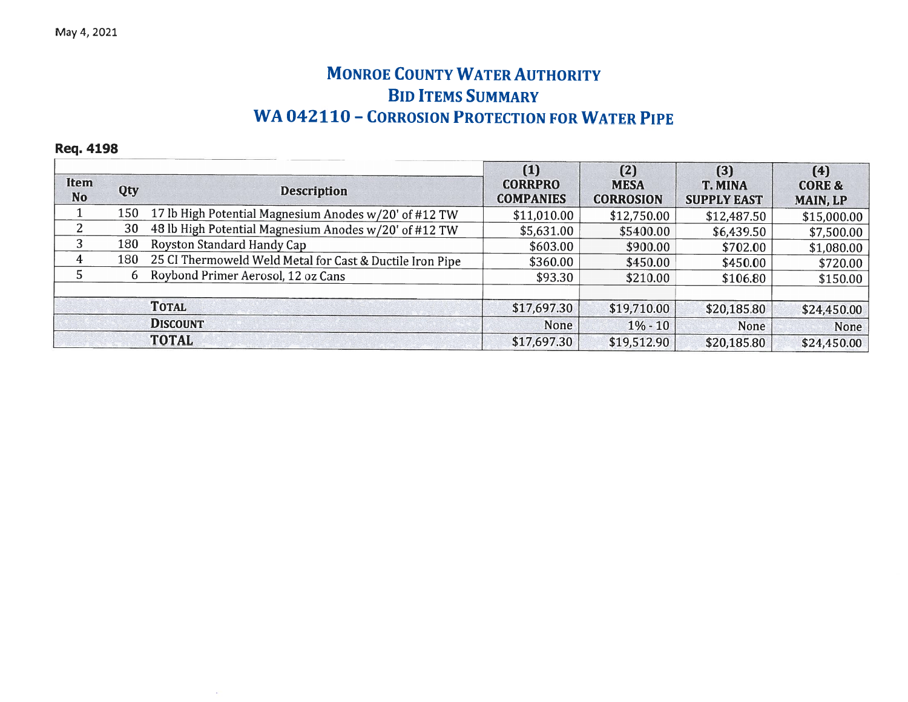May 4, 2021

# MONROE COUNTY WATER AUTHORITY
## BID ITEMS SUMMARY
## WA 042110 – CORROSION PROTECTION FOR WATER PIPE

**Req. 4198**

| Item No | Qty | Description | (1) CORRPRO COMPANIES | (2) MESA CORROSION | (3) T. MINA SUPPLY EAST | (4) CORE & MAIN, LP |
|---|---|---|---|---|---|---|
| 1 | 150 | 17 lb High Potential Magnesium Anodes w/20' of #12 TW | $11,010.00 | $12,750.00 | $12,487.50 | $15,000.00 |
| 2 | 30 | 48 lb High Potential Magnesium Anodes w/20' of #12 TW | $5,631.00 | $5400.00 | $6,439.50 | $7,500.00 |
| 3 | 180 | Royston Standard Handy Cap | $603.00 | $900.00 | $702.00 | $1,080.00 |
| 4 | 180 | 25 CI Thermoweld Weld Metal for Cast & Ductile Iron Pipe | $360.00 | $450.00 | $450.00 | $720.00 |
| 5 | 6 | Roybond Primer Aerosol, 12 oz Cans | $93.30 | $210.00 | $106.80 | $150.00 |
| | | | | | | |
| | | **TOTAL** | $17,697.30 | $19,710.00 | $20,185.80 | $24,450.00 |
| | | **DISCOUNT** | None | 1% - 10 | None | None |
| | | **TOTAL** | $17,697.30 | $19,512.90 | $20,185.80 | $24,450.00 |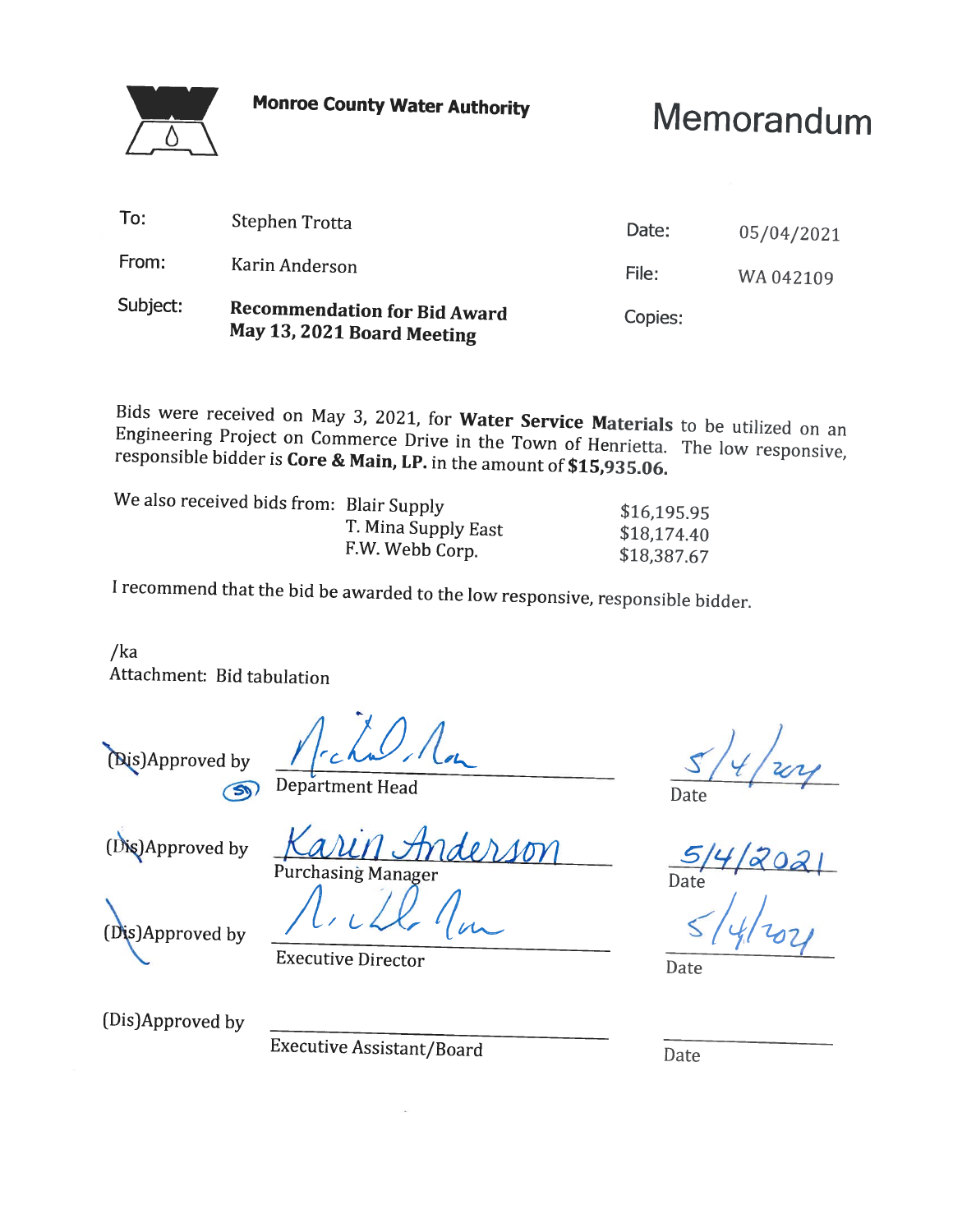**Monroe County Water Authority**

# Memorandum

| | | | |
|---|---|---|---|
| To: | Stephen Trotta | Date: | 05/04/2021 |
| From: | Karin Anderson | File: | WA 042109 |
| Subject: | **Recommendation for Bid Award May 13, 2021 Board Meeting** | Copies: | |

Bids were received on May 3, 2021, for **Water Service Materials** to be utilized on an Engineering Project on Commerce Drive in the Town of Henrietta. The low responsive, responsible bidder is **Core & Main, LP.** in the amount of **$15,935.06.**

| We also received bids from: | | |
|---|---|---|
| | Blair Supply | $16,195.95 |
| | T. Mina Supply East | $18,174.40 |
| | F.W. Webb Corp. | $18,387.67 |

I recommend that the bid be awarded to the low responsive, responsible bidder.

/ka
Attachment: Bid tabulation

(Dis)Approved by Department Head Date 5/4/2021

(Dis)Approved by Karin Anderson, Purchasing Manager Date 5/4/2021

(Dis)Approved by Executive Director Date 5/4/2021

(Dis)Approved by ______________________ Executive Assistant/Board Date ________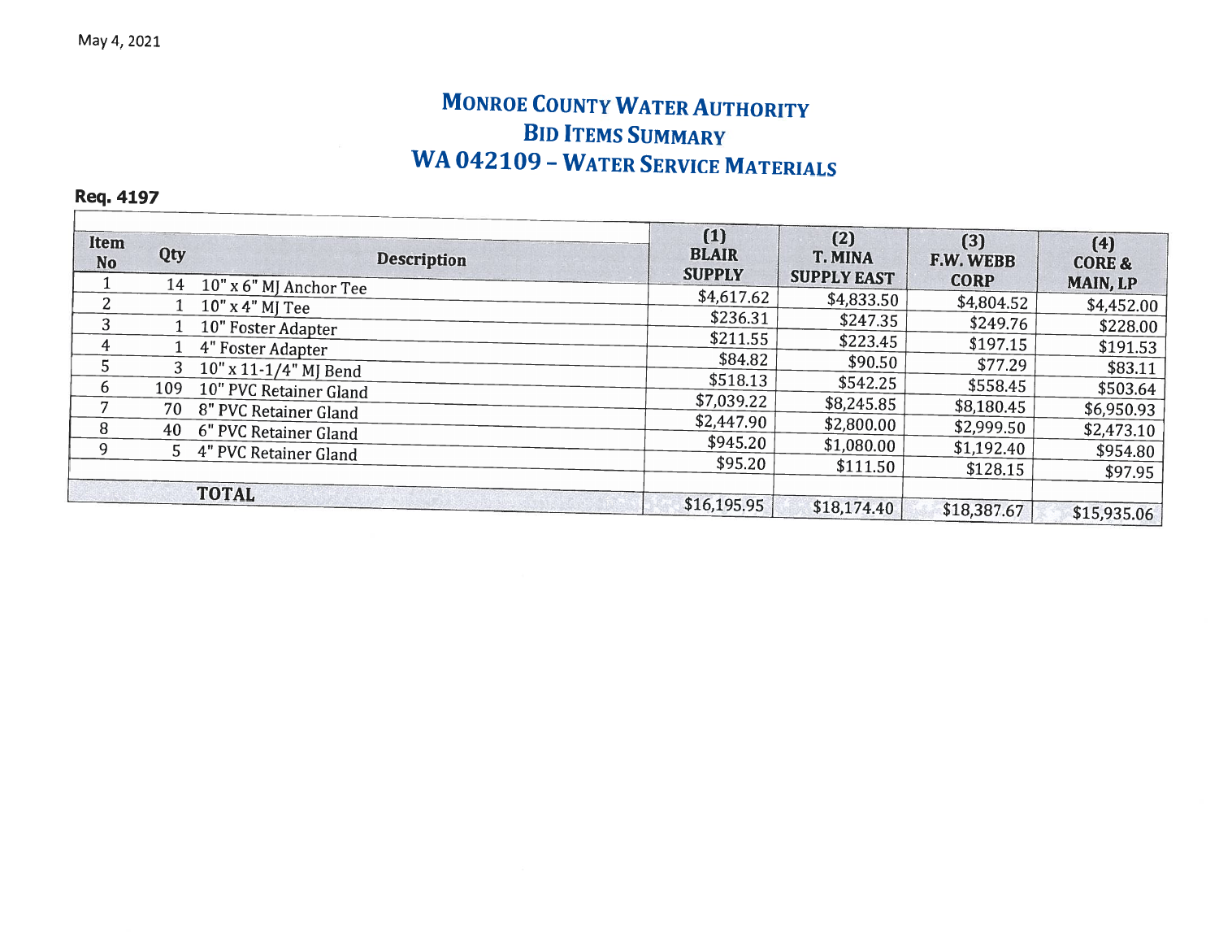May 4, 2021

# Monroe County Water Authority
## Bid Items Summary
## WA 042109 – Water Service Materials

**Req. 4197**

| Item No | Qty | Description | (1) BLAIR SUPPLY | (2) T. MINA SUPPLY EAST | (3) F.W. WEBB CORP | (4) CORE & MAIN, LP |
|---|---|---|---|---|---|---|
| 1 | 14 | 10" x 6" MJ Anchor Tee | $4,617.62 | $4,833.50 | $4,804.52 | $4,452.00 |
| 2 | 1 | 10" x 4" MJ Tee | $236.31 | $247.35 | $249.76 | $228.00 |
| 3 | 1 | 10" Foster Adapter | $211.55 | $223.45 | $197.15 | $191.53 |
| 4 | 1 | 4" Foster Adapter | $84.82 | $90.50 | $77.29 | $83.11 |
| 5 | 3 | 10" x 11-1/4" MJ Bend | $518.13 | $542.25 | $558.45 | $503.64 |
| 6 | 109 | 10" PVC Retainer Gland | $7,039.22 | $8,245.85 | $8,180.45 | $6,950.93 |
| 7 | 70 | 8" PVC Retainer Gland | $2,447.90 | $2,800.00 | $2,999.50 | $2,473.10 |
| 8 | 40 | 6" PVC Retainer Gland | $945.20 | $1,080.00 | $1,192.40 | $954.80 |
| 9 | 5 | 4" PVC Retainer Gland | $95.20 | $111.50 | $128.15 | $97.95 |
| | | | | | | |
| | | **TOTAL** | $16,195.95 | $18,174.40 | $18,387.67 | $15,935.06 |